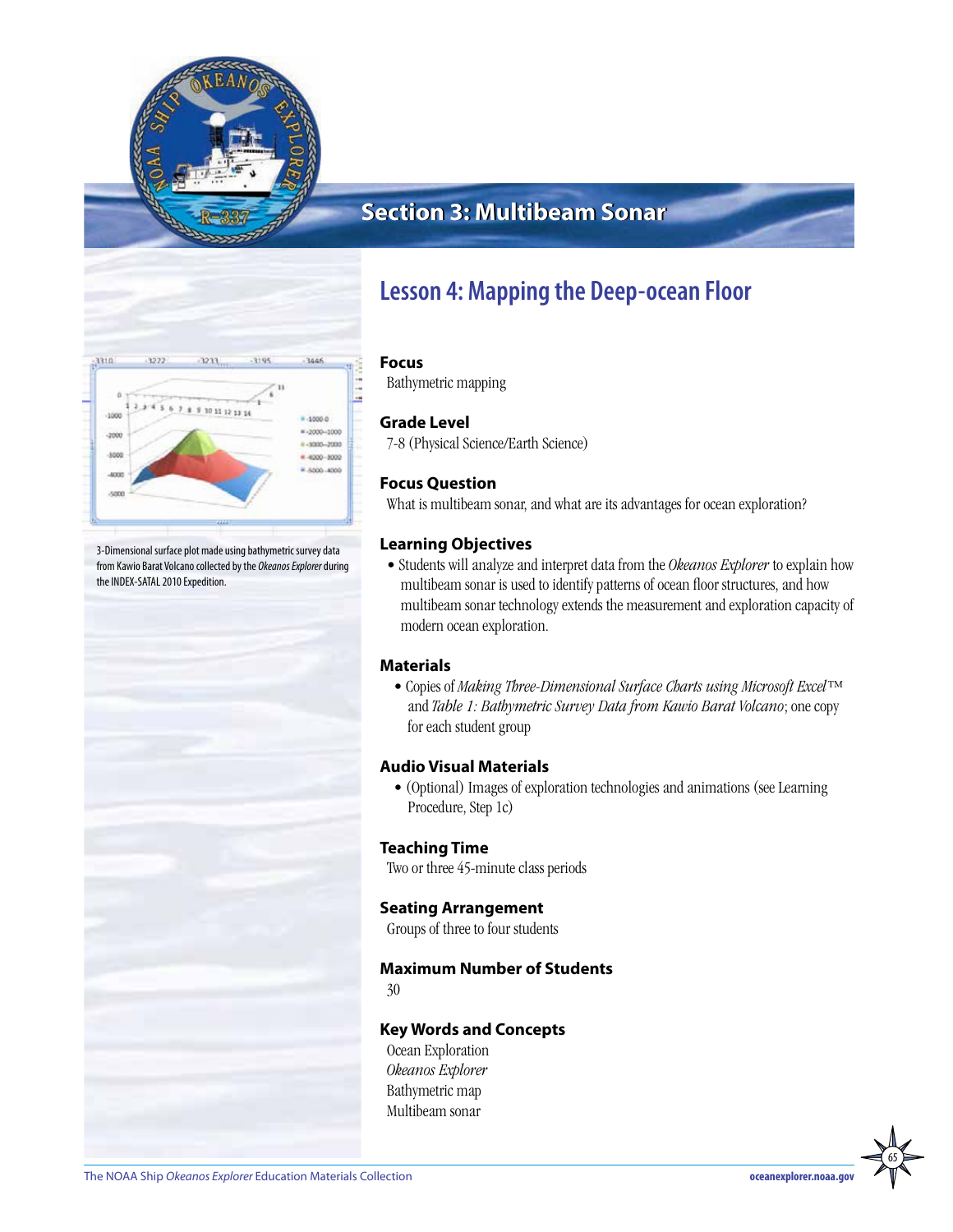## Section 3: Multibeam Sonar

# Lesson 4: Mapping the Deep-ocean Floor

3-Dimensional surface plot made using bathymetric survey data from Kawio Barat Volcano collected by the *Okeanos Explorer* during the INDEX-SATAL 2010 Expedition.

### Focus

Bathymetric mapping

### Grade Level

7-8 (Physical Science/Earth Science)

### Focus Question

What is multibeam sonar, and what are its advantages for ocean exploration?

### Learning Objectives

- Students will analyze and interpret data from the *Okeanos Explorer* to explain how multibeam sonar is used to identify patterns of ocean floor structures, and how multibeam sonar technology extends the measurement and exploration capacity of modern ocean exploration.

### Materials

- Copies of *Making Three-Dimensional Surface Charts using Microsoft Excel™* and *Table 1: Bathymetric Survey Data from Kawio Barat Volcano*; one copy for each student group

### Audio Visual Materials

- (Optional) Images of exploration technologies and animations (see Learning Procedure, Step 1c)

### Teaching Time

Two or three 45-minute class periods

### Seating Arrangement

Groups of three to four students

### Maximum Number of Students

30

### Key Words and Concepts

Ocean Exploration  
*Okeanos Explorer*  
Bathymetric map  
Multibeam sonar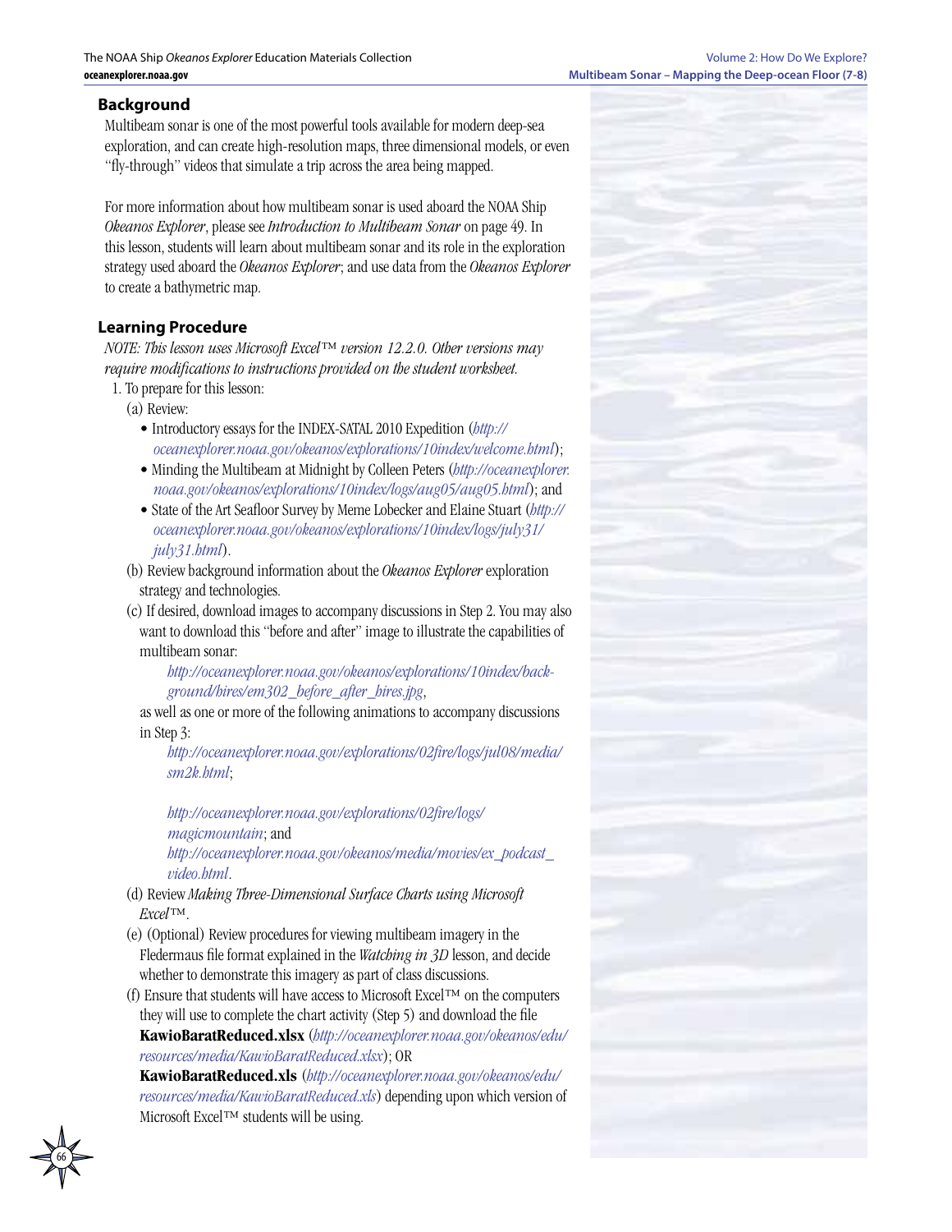## Background

Multibeam sonar is one of the most powerful tools available for modern deep-sea exploration, and can create high-resolution maps, three dimensional models, or even "fly-through" videos that simulate a trip across the area being mapped.

For more information about how multibeam sonar is used aboard the NOAA Ship *Okeanos Explorer*, please see *Introduction to Multibeam Sonar* on page 49. In this lesson, students will learn about multibeam sonar and its role in the exploration strategy used aboard the *Okeanos Explorer*; and use data from the *Okeanos Explorer* to create a bathymetric map.

## Learning Procedure

*NOTE: This lesson uses Microsoft Excel™ version 12.2.0. Other versions may require modifications to instructions provided on the student worksheet.*

1. To prepare for this lesson:
   (a) Review:
      - Introductory essays for the INDEX-SATAL 2010 Expedition (*http://oceanexplorer.noaa.gov/okeanos/explorations/10index/welcome.html*);
      - Minding the Multibeam at Midnight by Colleen Peters (*http://oceanexplorer.noaa.gov/okeanos/explorations/10index/logs/aug05/aug05.html*); and
      - State of the Art Seafloor Survey by Meme Lobecker and Elaine Stuart (*http://oceanexplorer.noaa.gov/okeanos/explorations/10index/logs/july31/july31.html*).

   (b) Review background information about the *Okeanos Explorer* exploration strategy and technologies.

   (c) If desired, download images to accompany discussions in Step 2. You may also want to download this "before and after" image to illustrate the capabilities of multibeam sonar:

      *http://oceanexplorer.noaa.gov/okeanos/explorations/10index/background/hires/em302_before_after_hires.jpg*,

      as well as one or more of the following animations to accompany discussions in Step 3:

      *http://oceanexplorer.noaa.gov/explorations/02fire/logs/jul08/media/sm2k.html*;

      *http://oceanexplorer.noaa.gov/explorations/02fire/logs/magicmountain*; and
      *http://oceanexplorer.noaa.gov/okeanos/media/movies/ex_podcast_video.html*.

   (d) Review *Making Three-Dimensional Surface Charts using Microsoft Excel™*.

   (e) (Optional) Review procedures for viewing multibeam imagery in the Fledermaus file format explained in the *Watching in 3D* lesson, and decide whether to demonstrate this imagery as part of class discussions.

   (f) Ensure that students will have access to Microsoft Excel™ on the computers they will use to complete the chart activity (Step 5) and download the file **KawioBaratReduced.xlsx** (*http://oceanexplorer.noaa.gov/okeanos/edu/resources/media/KawioBaratReduced.xlsx*); OR **KawioBaratReduced.xls** (*http://oceanexplorer.noaa.gov/okeanos/edu/resources/media/KawioBaratReduced.xls*) depending upon which version of Microsoft Excel™ students will be using.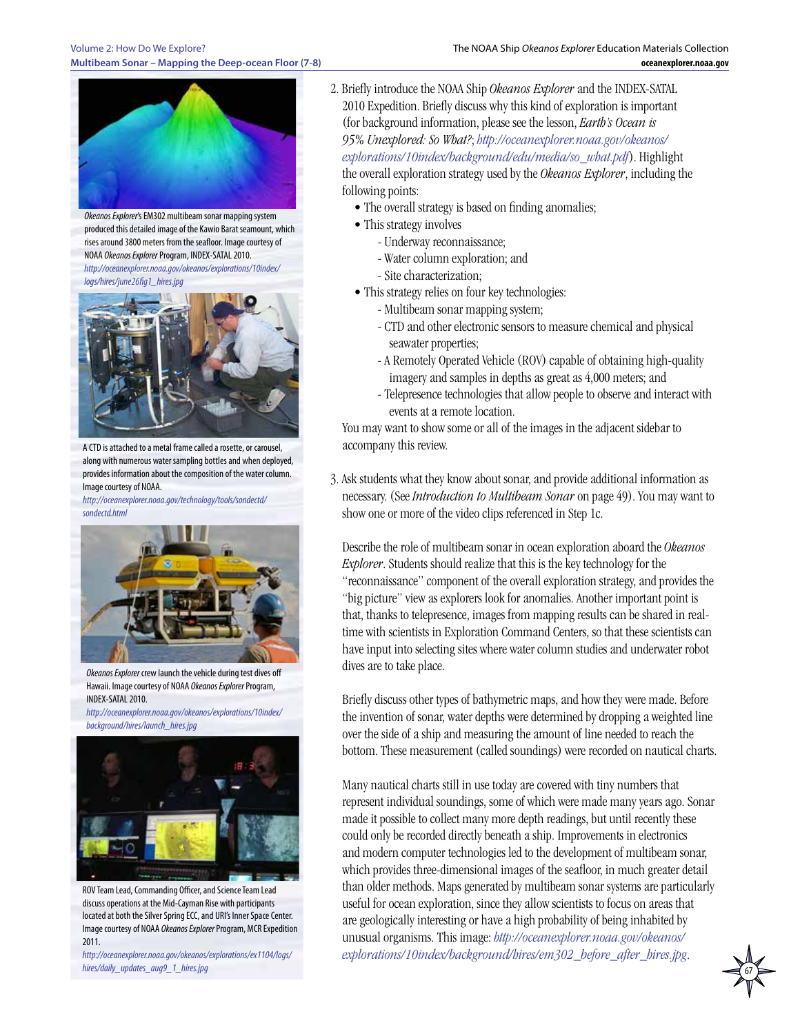2. Briefly introduce the NOAA Ship *Okeanos Explorer* and the INDEX-SATAL 2010 Expedition. Briefly discuss why this kind of exploration is important (for background information, please see the lesson, *Earth's Ocean is 95% Unexplored: So What?*; *http://oceanexplorer.noaa.gov/okeanos/explorations/10index/background/edu/media/so_what.pdf*). Highlight the overall exploration strategy used by the *Okeanos Explorer*, including the following points:
   - The overall strategy is based on finding anomalies;
   - This strategy involves
     - Underway reconnaissance;
     - Water column exploration; and
     - Site characterization;
   - This strategy relies on four key technologies:
     - Multibeam sonar mapping system;
     - CTD and other electronic sensors to measure chemical and physical seawater properties;
     - A Remotely Operated Vehicle (ROV) capable of obtaining high-quality imagery and samples in depths as great as 4,000 meters; and
     - Telepresence technologies that allow people to observe and interact with events at a remote location.

   You may want to show some or all of the images in the adjacent sidebar to accompany this review.

3. Ask students what they know about sonar, and provide additional information as necessary. (See *Introduction to Multibeam Sonar* on page 49). You may want to show one or more of the video clips referenced in Step 1c.

   Describe the role of multibeam sonar in ocean exploration aboard the *Okeanos Explorer*. Students should realize that this is the key technology for the "reconnaissance" component of the overall exploration strategy, and provides the "big picture" view as explorers look for anomalies. Another important point is that, thanks to telepresence, images from mapping results can be shared in real-time with scientists in Exploration Command Centers, so that these scientists can have input into selecting sites where water column studies and underwater robot dives are to take place.

   Briefly discuss other types of bathymetric maps, and how they were made. Before the invention of sonar, water depths were determined by dropping a weighted line over the side of a ship and measuring the amount of line needed to reach the bottom. These measurement (called soundings) were recorded on nautical charts.

   Many nautical charts still in use today are covered with tiny numbers that represent individual soundings, some of which were made many years ago. Sonar made it possible to collect many more depth readings, but until recently these could only be recorded directly beneath a ship. Improvements in electronics and modern computer technologies led to the development of multibeam sonar, which provides three-dimensional images of the seafloor, in much greater detail than older methods. Maps generated by multibeam sonar systems are particularly useful for ocean exploration, since they allow scientists to focus on areas that are geologically interesting or have a high probability of being inhabited by unusual organisms. This image: *http://oceanexplorer.noaa.gov/okeanos/explorations/10index/background/hires/em302_before_after_hires.jpg*.

*Okeanos Explorer*'s EM302 multibeam sonar mapping system produced this detailed image of the Kawio Barat seamount, which rises around 3800 meters from the seafloor. Image courtesy of NOAA *Okeanos Explorer* Program, INDEX-SATAL 2010. *http://oceanexplorer.noaa.gov/okeanos/explorations/10index/logs/hires/june26fig1_hires.jpg*

A CTD is attached to a metal frame called a rosette, or carousel, along with numerous water sampling bottles and when deployed, provides information about the composition of the water column. Image courtesy of NOAA. *http://oceanexplorer.noaa.gov/technology/tools/sondectd/sondectd.html*

*Okeanos Explorer* crew launch the vehicle during test dives off Hawaii. Image courtesy of NOAA *Okeanos Explorer* Program, INDEX-SATAL 2010. *http://oceanexplorer.noaa.gov/okeanos/explorations/10index/background/hires/launch_hires.jpg*

ROV Team Lead, Commanding Officer, and Science Team Lead discuss operations at the Mid-Cayman Rise with participants located at both the Silver Spring ECC, and URI's Inner Space Center. Image courtesy of NOAA *Okeanos Explorer* Program, MCR Expedition 2011. *http://oceanexplorer.noaa.gov/okeanos/explorations/ex1104/logs/hires/daily_updates_aug9_1_hires.jpg*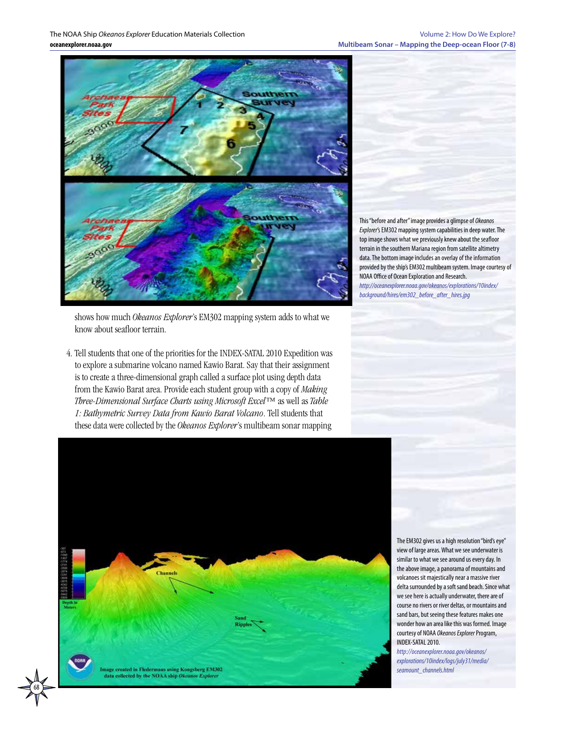This "before and after" image provides a glimpse of *Okeanos Explorer's* EM302 mapping system capabilities in deep water. The top image shows what we previously knew about the seafloor terrain in the southern Mariana region from satellite altimetry data. The bottom image includes an overlay of the information provided by the ship's EM302 multibeam system. Image courtesy of NOAA Office of Ocean Exploration and Research.
http://oceanexplorer.noaa.gov/okeanos/explorations/10index/background/hires/em302_before_after_hires.jpg

shows how much *Okeanos Explorer*'s EM302 mapping system adds to what we know about seafloor terrain.

4. Tell students that one of the priorities for the INDEX-SATAL 2010 Expedition was to explore a submarine volcano named Kawio Barat. Say that their assignment is to create a three-dimensional graph called a surface plot using depth data from the Kawio Barat area. Provide each student group with a copy of *Making Three-Dimensional Surface Charts using Microsoft Excel™* as well as *Table 1: Bathymetric Survey Data from Kawio Barat Volcano*. Tell students that these data were collected by the *Okeanos Explorer*'s multibeam sonar mapping

The EM302 gives us a high resolution "bird's eye" view of large areas. What we see underwater is similar to what we see around us every day. In the above image, a panorama of mountains and volcanoes sit majestically near a massive river delta surrounded by a soft sand beach. Since what we see here is actually underwater, there are of course no rivers or river deltas, or mountains and sand bars, but seeing these features makes one wonder how an area like this was formed. Image courtesy of NOAA *Okeanos Explorer* Program, INDEX-SATAL 2010.
http://oceanexplorer.noaa.gov/okeanos/explorations/10index/logs/july31/media/seamount_channels.html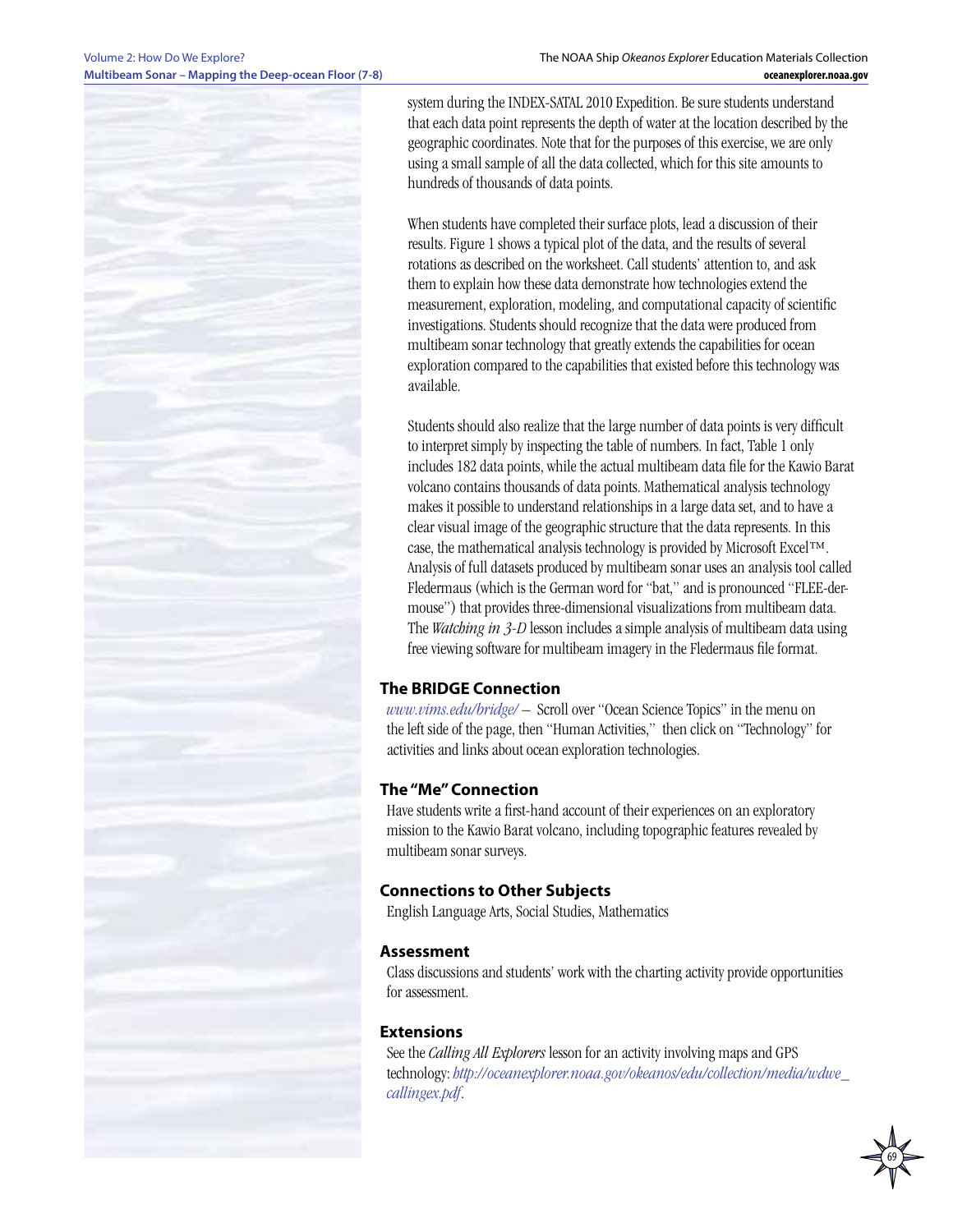system during the INDEX-SATAL 2010 Expedition. Be sure students understand that each data point represents the depth of water at the location described by the geographic coordinates. Note that for the purposes of this exercise, we are only using a small sample of all the data collected, which for this site amounts to hundreds of thousands of data points.

When students have completed their surface plots, lead a discussion of their results. Figure 1 shows a typical plot of the data, and the results of several rotations as described on the worksheet. Call students' attention to, and ask them to explain how these data demonstrate how technologies extend the measurement, exploration, modeling, and computational capacity of scientific investigations. Students should recognize that the data were produced from multibeam sonar technology that greatly extends the capabilities for ocean exploration compared to the capabilities that existed before this technology was available.

Students should also realize that the large number of data points is very difficult to interpret simply by inspecting the table of numbers. In fact, Table 1 only includes 182 data points, while the actual multibeam data file for the Kawio Barat volcano contains thousands of data points. Mathematical analysis technology makes it possible to understand relationships in a large data set, and to have a clear visual image of the geographic structure that the data represents. In this case, the mathematical analysis technology is provided by Microsoft Excel™. Analysis of full datasets produced by multibeam sonar uses an analysis tool called Fledermaus (which is the German word for "bat," and is pronounced "FLEE-der-mouse") that provides three-dimensional visualizations from multibeam data. The *Watching in 3-D* lesson includes a simple analysis of multibeam data using free viewing software for multibeam imagery in the Fledermaus file format.

## The BRIDGE Connection

*www.vims.edu/bridge/* – Scroll over "Ocean Science Topics" in the menu on the left side of the page, then "Human Activities," then click on "Technology" for activities and links about ocean exploration technologies.

## The "Me" Connection

Have students write a first-hand account of their experiences on an exploratory mission to the Kawio Barat volcano, including topographic features revealed by multibeam sonar surveys.

## Connections to Other Subjects

English Language Arts, Social Studies, Mathematics

## Assessment

Class discussions and students' work with the charting activity provide opportunities for assessment.

## Extensions

See the *Calling All Explorers* lesson for an activity involving maps and GPS technology: *http://oceanexplorer.noaa.gov/okeanos/edu/collection/media/wdwe_callingex.pdf*.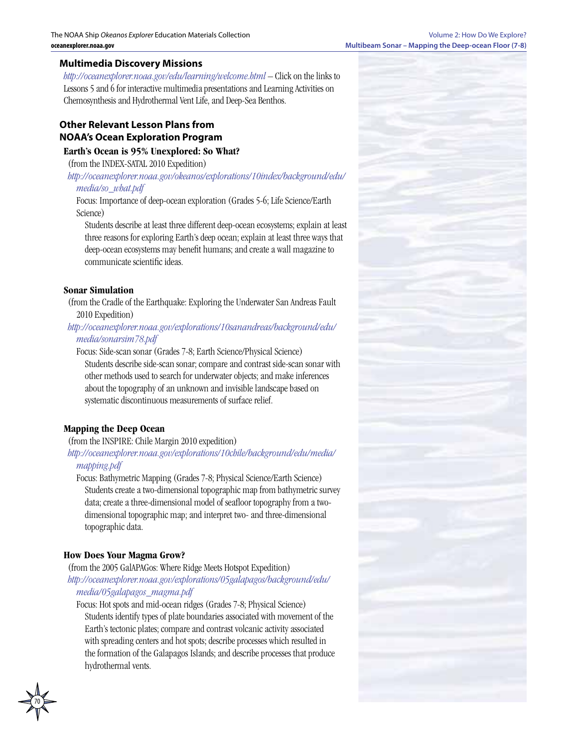### Multimedia Discovery Missions

*http://oceanexplorer.noaa.gov/edu/learning/welcome.html* – Click on the links to Lessons 5 and 6 for interactive multimedia presentations and Learning Activities on Chemosynthesis and Hydrothermal Vent Life, and Deep-Sea Benthos.

### Other Relevant Lesson Plans from NOAA's Ocean Exploration Program

#### Earth's Ocean is 95% Unexplored: So What?

(from the INDEX-SATAL 2010 Expedition)

*http://oceanexplorer.noaa.gov/okeanos/explorations/10index/background/edu/media/so_what.pdf*

Focus: Importance of deep-ocean exploration (Grades 5-6; Life Science/Earth Science)

Students describe at least three different deep-ocean ecosystems; explain at least three reasons for exploring Earth's deep ocean; explain at least three ways that deep-ocean ecosystems may benefit humans; and create a wall magazine to communicate scientific ideas.

#### Sonar Simulation

(from the Cradle of the Earthquake: Exploring the Underwater San Andreas Fault 2010 Expedition)

*http://oceanexplorer.noaa.gov/explorations/10sanandreas/background/edu/media/sonarsim78.pdf*

Focus: Side-scan sonar (Grades 7-8; Earth Science/Physical Science)

Students describe side-scan sonar; compare and contrast side-scan sonar with other methods used to search for underwater objects; and make inferences about the topography of an unknown and invisible landscape based on systematic discontinuous measurements of surface relief.

#### Mapping the Deep Ocean

(from the INSPIRE: Chile Margin 2010 expedition)

*http://oceanexplorer.noaa.gov/explorations/10chile/background/edu/media/mapping.pdf*

Focus: Bathymetric Mapping (Grades 7-8; Physical Science/Earth Science)

Students create a two-dimensional topographic map from bathymetric survey data; create a three-dimensional model of seafloor topography from a two-dimensional topographic map; and interpret two- and three-dimensional topographic data.

#### How Does Your Magma Grow?

(from the 2005 GalAPAGos: Where Ridge Meets Hotspot Expedition)

*http://oceanexplorer.noaa.gov/explorations/05galapagos/background/edu/media/05galapagos_magma.pdf*

Focus: Hot spots and mid-ocean ridges (Grades 7-8; Physical Science)

Students identify types of plate boundaries associated with movement of the Earth's tectonic plates; compare and contrast volcanic activity associated with spreading centers and hot spots; describe processes which resulted in the formation of the Galapagos Islands; and describe processes that produce hydrothermal vents.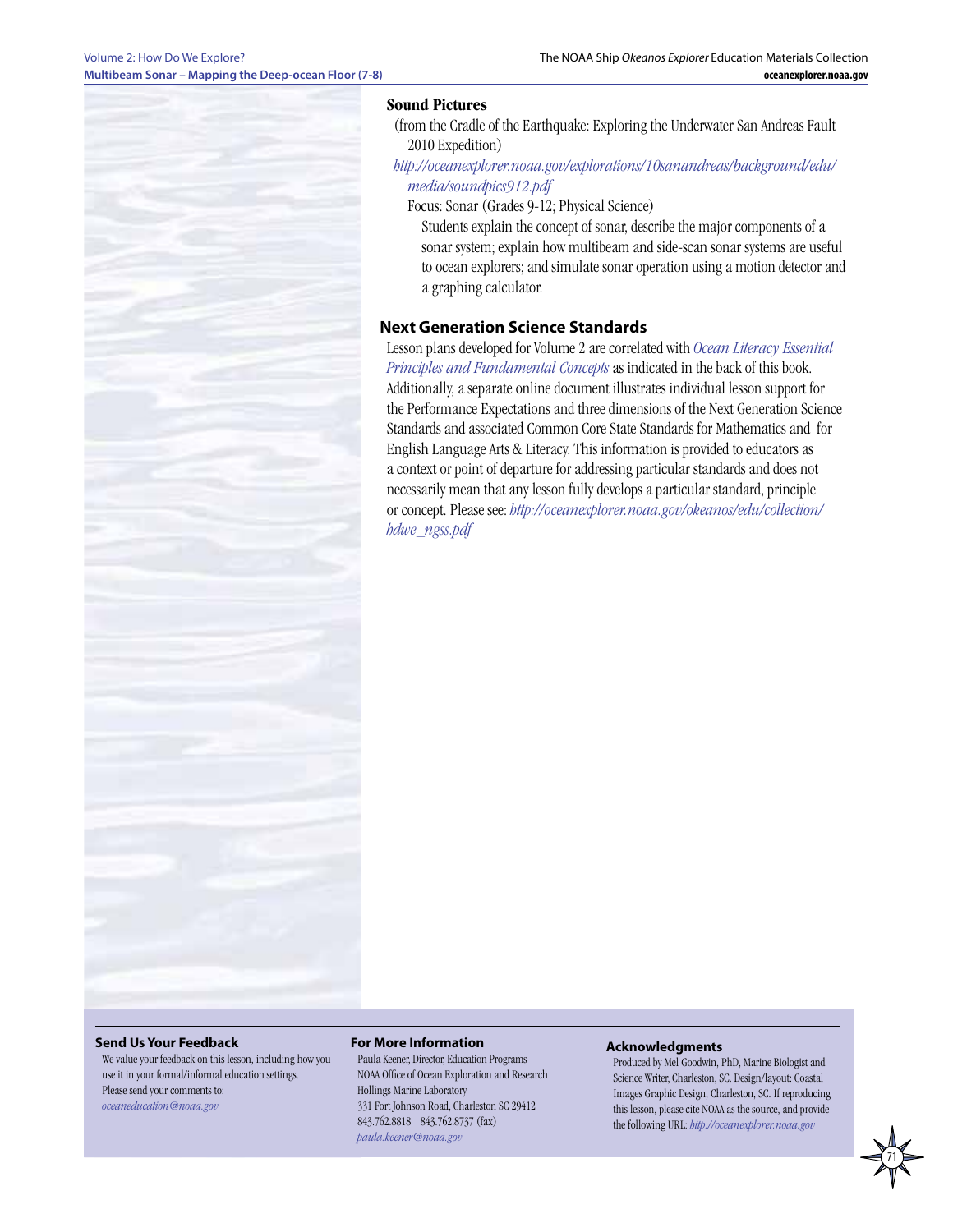### Sound Pictures

(from the Cradle of the Earthquake: Exploring the Underwater San Andreas Fault 2010 Expedition)

*http://oceanexplorer.noaa.gov/explorations/10sanandreas/background/edu/media/soundpics912.pdf*

Focus: Sonar (Grades 9-12; Physical Science)

Students explain the concept of sonar, describe the major components of a sonar system; explain how multibeam and side-scan sonar systems are useful to ocean explorers; and simulate sonar operation using a motion detector and a graphing calculator.

## Next Generation Science Standards

Lesson plans developed for Volume 2 are correlated with *Ocean Literacy Essential Principles and Fundamental Concepts* as indicated in the back of this book. Additionally, a separate online document illustrates individual lesson support for the Performance Expectations and three dimensions of the Next Generation Science Standards and associated Common Core State Standards for Mathematics and for English Language Arts & Literacy. This information is provided to educators as a context or point of departure for addressing particular standards and does not necessarily mean that any lesson fully develops a particular standard, principle or concept. Please see: *http://oceanexplorer.noaa.gov/okeanos/edu/collection/hdwe_ngss.pdf*

### Send Us Your Feedback

We value your feedback on this lesson, including how you use it in your formal/informal education settings. Please send your comments to: *oceaneducation@noaa.gov*

### For More Information

Paula Keener, Director, Education Programs
NOAA Office of Ocean Exploration and Research
Hollings Marine Laboratory
331 Fort Johnson Road, Charleston SC 29412
843.762.8818 843.762.8737 (fax)
*paula.keener@noaa.gov*

### Acknowledgments

Produced by Mel Goodwin, PhD, Marine Biologist and Science Writer, Charleston, SC. Design/layout: Coastal Images Graphic Design, Charleston, SC. If reproducing this lesson, please cite NOAA as the source, and provide the following URL: *http://oceanexplorer.noaa.gov*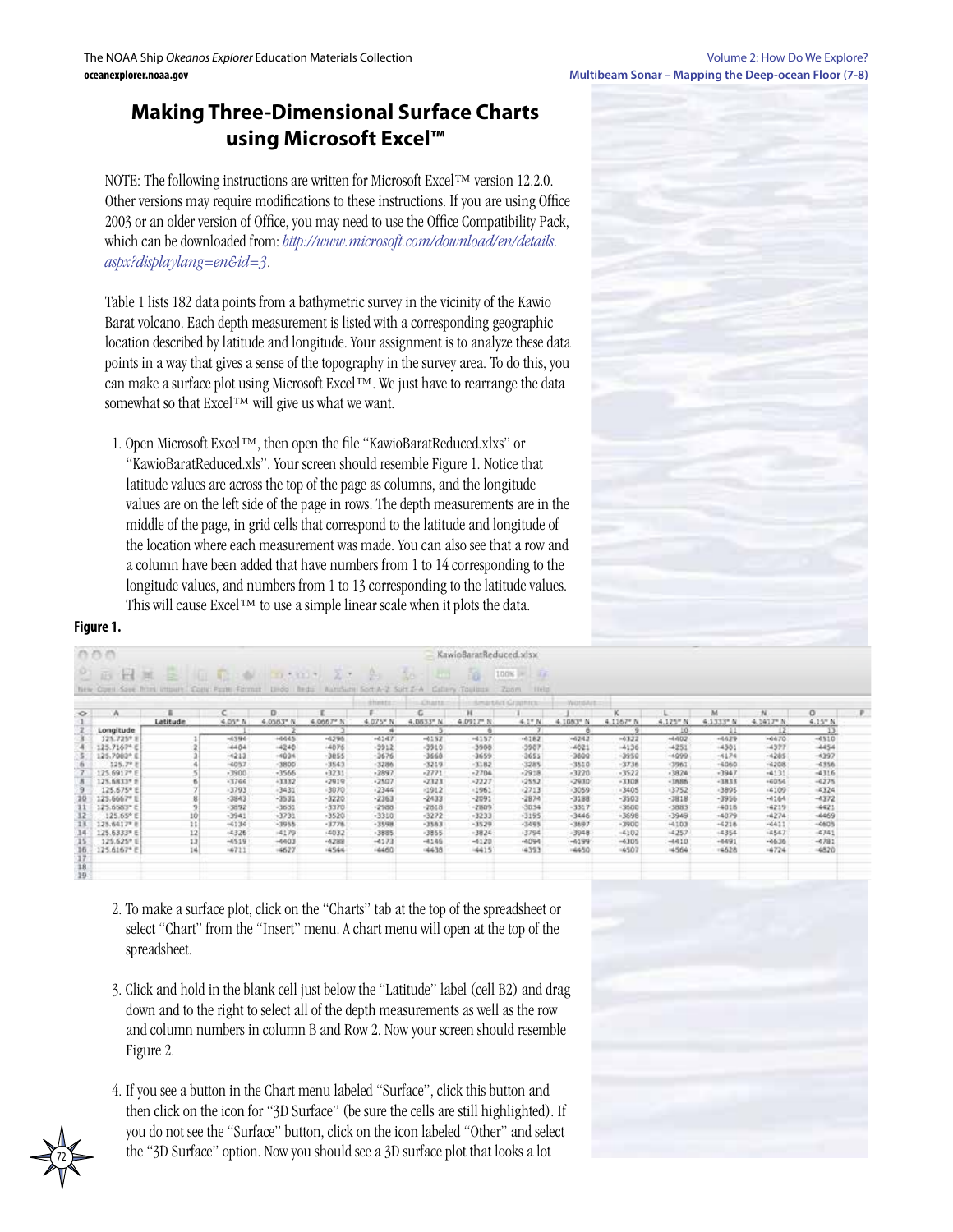# Making Three-Dimensional Surface Charts using Microsoft Excel™

NOTE: The following instructions are written for Microsoft Excel™ version 12.2.0. Other versions may require modifications to these instructions. If you are using Office 2003 or an older version of Office, you may need to use the Office Compatibility Pack, which can be downloaded from: *http://www.microsoft.com/download/en/details.aspx?displaylang=en&id=3*.

Table 1 lists 182 data points from a bathymetric survey in the vicinity of the Kawio Barat volcano. Each depth measurement is listed with a corresponding geographic location described by latitude and longitude. Your assignment is to analyze these data points in a way that gives a sense of the topography in the survey area. To do this, you can make a surface plot using Microsoft Excel™. We just have to rearrange the data somewhat so that Excel™ will give us what we want.

1. Open Microsoft Excel™, then open the file "KawioBaratReduced.xlxs" or "KawioBaratReduced.xls". Your screen should resemble Figure 1. Notice that latitude values are across the top of the page as columns, and the longitude values are on the left side of the page in rows. The depth measurements are in the middle of the page, in grid cells that correspond to the latitude and longitude of the location where each measurement was made. You can also see that a row and a column have been added that have numbers from 1 to 14 corresponding to the longitude values, and numbers from 1 to 13 corresponding to the latitude values. This will cause Excel™ to use a simple linear scale when it plots the data.

**Figure 1.**

| | A | B | C | D | E | F | G | H | I | J | K | L | M | N | O |
|---|---|---|---|---|---|---|---|---|---|---|---|---|---|---|---|
| 1 | | Latitude | 4.05° N | 4.0583° N | 4.0667° N | 4.075° N | 4.0833° N | 4.0917° N | 4.1° N | 4.1083° N | 4.1167° N | 4.125° N | 4.1333° N | 4.1417° N | 4.15° N |
| 2 | Longitude | | 1 | 2 | 3 | 4 | 5 | 6 | 7 | 8 | 9 | 10 | 11 | 12 | 13 |
| 3 | 125.725° E | 1 | -4596 | -4645 | -4298 | -4147 | -4152 | -4157 | -4162 | -4242 | -4322 | -4402 | -4629 | -4670 | -4510 |
| 4 | 125.7167° E | 2 | -4404 | -4240 | -4076 | -3912 | -3910 | -3908 | -3907 | -4021 | -4136 | -4251 | -4301 | -4377 | -4454 |
| 5 | 125.7083° E | 3 | -4213 | -4034 | -3855 | -3676 | -3668 | -3659 | -3651 | -3800 | -3950 | -4099 | -4174 | -4285 | -4397 |
| 6 | 125.7° E | 4 | -4057 | -3800 | -3543 | -3286 | -3219 | -3182 | -3285 | -3510 | -3736 | -3961 | -4060 | -4208 | -4356 |
| 7 | 125.6917° E | 5 | -3900 | -3566 | -3231 | -2897 | -2771 | -2704 | -2918 | -3220 | -3522 | -3824 | -3947 | -4131 | -4316 |
| 8 | 125.6833° E | 6 | -3766 | -3332 | -2919 | -2507 | -2323 | -2227 | -2552 | -2930 | -3308 | -3686 | -3833 | -4054 | -4275 |
| 9 | 125.675° E | 7 | -3793 | -3431 | -3070 | -2344 | -1912 | -1961 | -2713 | -3059 | -3405 | -3752 | -3895 | -4109 | -4324 |
| 10 | 125.6667° E | 8 | -3843 | -3531 | -3220 | -2363 | -2433 | -2091 | -2874 | -3188 | -3503 | -3818 | -3956 | -4164 | -4372 |
| 11 | 125.6583° E | 9 | -3892 | -3631 | -3370 | -2988 | -2818 | -2809 | -3034 | -3317 | -3600 | -3883 | -4018 | -4219 | -4421 |
| 12 | 125.65° E | 10 | -3941 | -3731 | -3520 | -3310 | -3272 | -3233 | -3195 | -3446 | -3698 | -3949 | -4079 | -4274 | -4469 |
| 13 | 125.6417° E | 11 | -4134 | -3955 | -3776 | -3598 | -3563 | -3529 | -3495 | -3697 | -3900 | -4103 | -4216 | -4411 | -4605 |
| 14 | 125.6333° E | 12 | -4326 | -4179 | -4032 | -3885 | -3855 | -3824 | -3794 | -3948 | -4102 | -4257 | -4354 | -4547 | -4741 |
| 15 | 125.625° E | 13 | -4519 | -4403 | -4288 | -4173 | -4146 | -4120 | -4094 | -4199 | -4305 | -4410 | -4491 | -4636 | -4781 |
| 16 | 125.6167° E | 14 | -4711 | -4627 | -4544 | -4460 | -4438 | -4415 | -4393 | -4450 | -4507 | -4564 | -4628 | -4724 | -4820 |

2. To make a surface plot, click on the "Charts" tab at the top of the spreadsheet or select "Chart" from the "Insert" menu. A chart menu will open at the top of the spreadsheet.

3. Click and hold in the blank cell just below the "Latitude" label (cell B2) and drag down and to the right to select all of the depth measurements as well as the row and column numbers in column B and Row 2. Now your screen should resemble Figure 2.

4. If you see a button in the Chart menu labeled "Surface", click this button and then click on the icon for "3D Surface" (be sure the cells are still highlighted). If you do not see the "Surface" button, click on the icon labeled "Other" and select the "3D Surface" option. Now you should see a 3D surface plot that looks a lot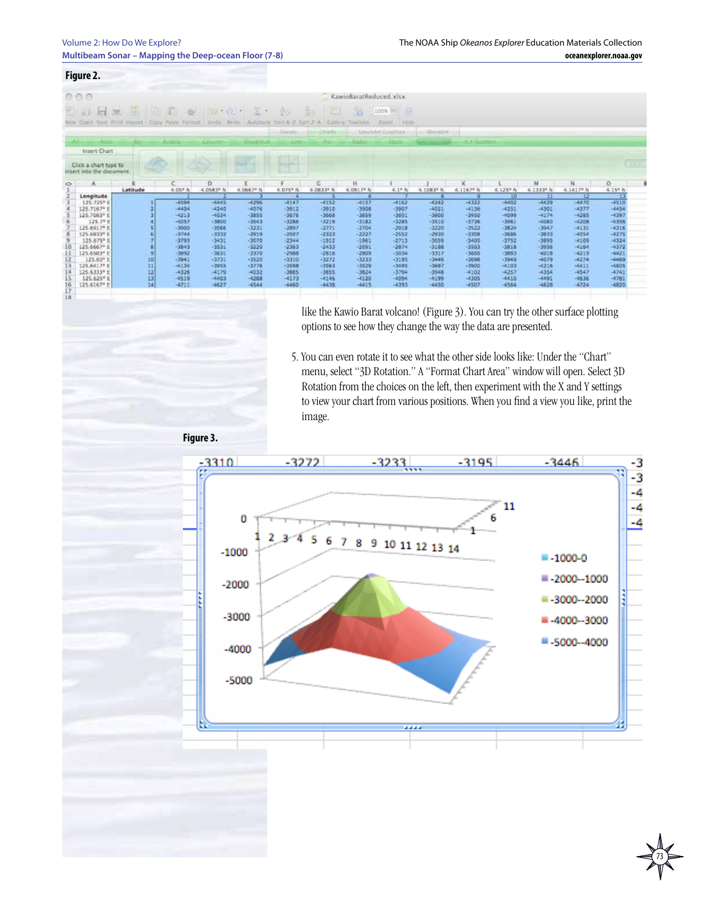**Figure 2.**

like the Kawio Barat volcano! (Figure 3). You can try the other surface plotting options to see how they change the way the data are presented.

5. You can even rotate it to see what the other side looks like: Under the "Chart" menu, select "3D Rotation." A "Format Chart Area" window will open. Select 3D Rotation from the choices on the left, then experiment with the X and Y settings to view your chart from various positions. When you find a view you like, print the image.

**Figure 3.**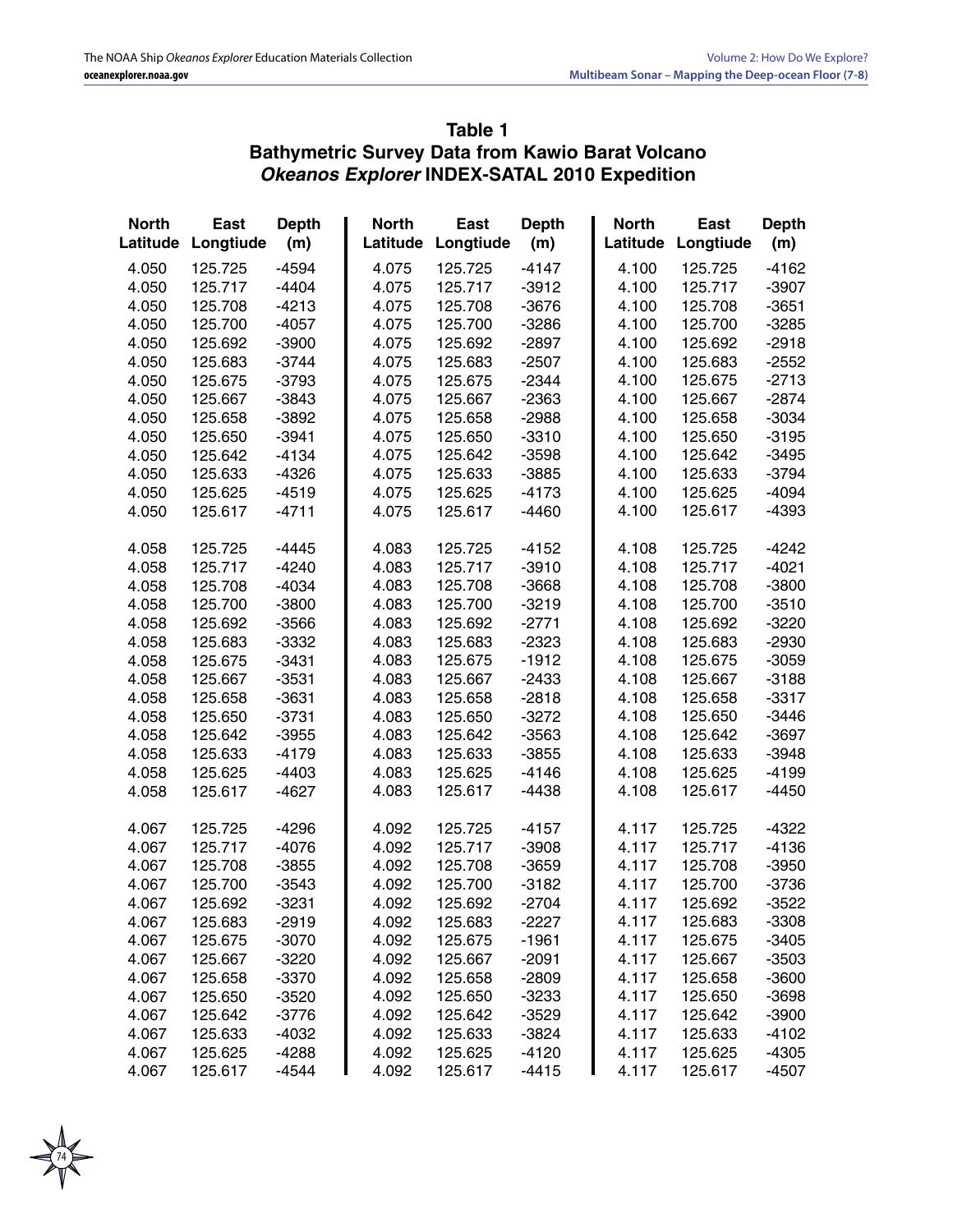## Table 1
## Bathymetric Survey Data from Kawio Barat Volcano
## *Okeanos Explorer* INDEX-SATAL 2010 Expedition

| North Latitude | East Longtiude | Depth (m) | North Latitude | East Longtiude | Depth (m) | North Latitude | East Longtiude | Depth (m) |
|---|---|---|---|---|---|---|---|---|
| 4.050 | 125.725 | -4594 | 4.075 | 125.725 | -4147 | 4.100 | 125.725 | -4162 |
| 4.050 | 125.717 | -4404 | 4.075 | 125.717 | -3912 | 4.100 | 125.717 | -3907 |
| 4.050 | 125.708 | -4213 | 4.075 | 125.708 | -3676 | 4.100 | 125.708 | -3651 |
| 4.050 | 125.700 | -4057 | 4.075 | 125.700 | -3286 | 4.100 | 125.700 | -3285 |
| 4.050 | 125.692 | -3900 | 4.075 | 125.692 | -2897 | 4.100 | 125.692 | -2918 |
| 4.050 | 125.683 | -3744 | 4.075 | 125.683 | -2507 | 4.100 | 125.683 | -2552 |
| 4.050 | 125.675 | -3793 | 4.075 | 125.675 | -2344 | 4.100 | 125.675 | -2713 |
| 4.050 | 125.667 | -3843 | 4.075 | 125.667 | -2363 | 4.100 | 125.667 | -2874 |
| 4.050 | 125.658 | -3892 | 4.075 | 125.658 | -2988 | 4.100 | 125.658 | -3034 |
| 4.050 | 125.650 | -3941 | 4.075 | 125.650 | -3310 | 4.100 | 125.650 | -3195 |
| 4.050 | 125.642 | -4134 | 4.075 | 125.642 | -3598 | 4.100 | 125.642 | -3495 |
| 4.050 | 125.633 | -4326 | 4.075 | 125.633 | -3885 | 4.100 | 125.633 | -3794 |
| 4.050 | 125.625 | -4519 | 4.075 | 125.625 | -4173 | 4.100 | 125.625 | -4094 |
| 4.050 | 125.617 | -4711 | 4.075 | 125.617 | -4460 | 4.100 | 125.617 | -4393 |
| 4.058 | 125.725 | -4445 | 4.083 | 125.725 | -4152 | 4.108 | 125.725 | -4242 |
| 4.058 | 125.717 | -4240 | 4.083 | 125.717 | -3910 | 4.108 | 125.717 | -4021 |
| 4.058 | 125.708 | -4034 | 4.083 | 125.708 | -3668 | 4.108 | 125.708 | -3800 |
| 4.058 | 125.700 | -3800 | 4.083 | 125.700 | -3219 | 4.108 | 125.700 | -3510 |
| 4.058 | 125.692 | -3566 | 4.083 | 125.692 | -2771 | 4.108 | 125.692 | -3220 |
| 4.058 | 125.683 | -3332 | 4.083 | 125.683 | -2323 | 4.108 | 125.683 | -2930 |
| 4.058 | 125.675 | -3431 | 4.083 | 125.675 | -1912 | 4.108 | 125.675 | -3059 |
| 4.058 | 125.667 | -3531 | 4.083 | 125.667 | -2433 | 4.108 | 125.667 | -3188 |
| 4.058 | 125.658 | -3631 | 4.083 | 125.658 | -2818 | 4.108 | 125.658 | -3317 |
| 4.058 | 125.650 | -3731 | 4.083 | 125.650 | -3272 | 4.108 | 125.650 | -3446 |
| 4.058 | 125.642 | -3955 | 4.083 | 125.642 | -3563 | 4.108 | 125.642 | -3697 |
| 4.058 | 125.633 | -4179 | 4.083 | 125.633 | -3855 | 4.108 | 125.633 | -3948 |
| 4.058 | 125.625 | -4403 | 4.083 | 125.625 | -4146 | 4.108 | 125.625 | -4199 |
| 4.058 | 125.617 | -4627 | 4.083 | 125.617 | -4438 | 4.108 | 125.617 | -4450 |
| 4.067 | 125.725 | -4296 | 4.092 | 125.725 | -4157 | 4.117 | 125.725 | -4322 |
| 4.067 | 125.717 | -4076 | 4.092 | 125.717 | -3908 | 4.117 | 125.717 | -4136 |
| 4.067 | 125.708 | -3855 | 4.092 | 125.708 | -3659 | 4.117 | 125.708 | -3950 |
| 4.067 | 125.700 | -3543 | 4.092 | 125.700 | -3182 | 4.117 | 125.700 | -3736 |
| 4.067 | 125.692 | -3231 | 4.092 | 125.692 | -2704 | 4.117 | 125.692 | -3522 |
| 4.067 | 125.683 | -2919 | 4.092 | 125.683 | -2227 | 4.117 | 125.683 | -3308 |
| 4.067 | 125.675 | -3070 | 4.092 | 125.675 | -1961 | 4.117 | 125.675 | -3405 |
| 4.067 | 125.667 | -3220 | 4.092 | 125.667 | -2091 | 4.117 | 125.667 | -3503 |
| 4.067 | 125.658 | -3370 | 4.092 | 125.658 | -2809 | 4.117 | 125.658 | -3600 |
| 4.067 | 125.650 | -3520 | 4.092 | 125.650 | -3233 | 4.117 | 125.650 | -3698 |
| 4.067 | 125.642 | -3776 | 4.092 | 125.642 | -3529 | 4.117 | 125.642 | -3900 |
| 4.067 | 125.633 | -4032 | 4.092 | 125.633 | -3824 | 4.117 | 125.633 | -4102 |
| 4.067 | 125.625 | -4288 | 4.092 | 125.625 | -4120 | 4.117 | 125.625 | -4305 |
| 4.067 | 125.617 | -4544 | 4.092 | 125.617 | -4415 | 4.117 | 125.617 | -4507 |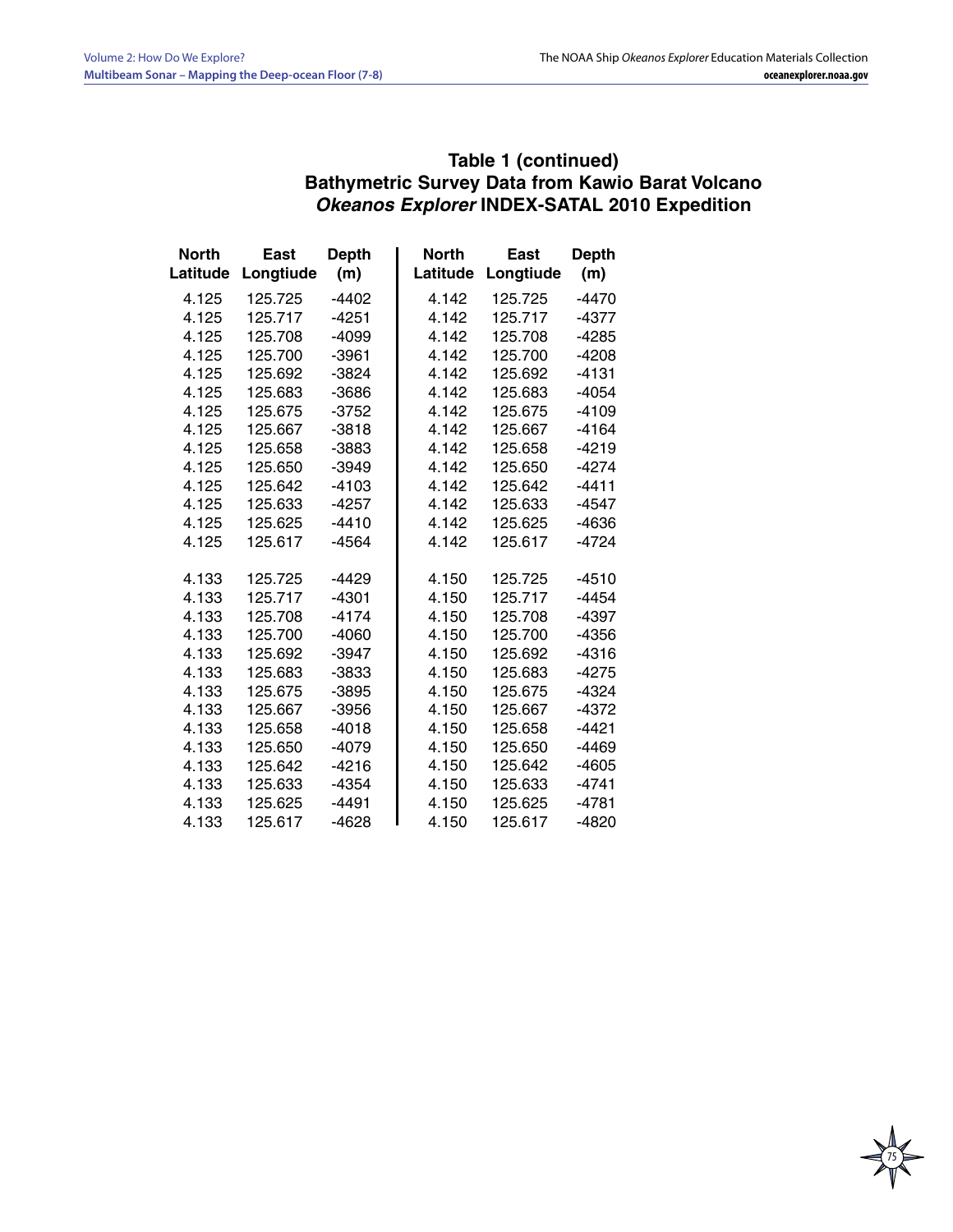## Table 1 (continued)
## Bathymetric Survey Data from Kawio Barat Volcano
## *Okeanos Explorer* INDEX-SATAL 2010 Expedition

| North Latitude | East Longtiude | Depth (m) | North Latitude | East Longtiude | Depth (m) |
|---|---|---|---|---|---|
| 4.125 | 125.725 | -4402 | 4.142 | 125.725 | -4470 |
| 4.125 | 125.717 | -4251 | 4.142 | 125.717 | -4377 |
| 4.125 | 125.708 | -4099 | 4.142 | 125.708 | -4285 |
| 4.125 | 125.700 | -3961 | 4.142 | 125.700 | -4208 |
| 4.125 | 125.692 | -3824 | 4.142 | 125.692 | -4131 |
| 4.125 | 125.683 | -3686 | 4.142 | 125.683 | -4054 |
| 4.125 | 125.675 | -3752 | 4.142 | 125.675 | -4109 |
| 4.125 | 125.667 | -3818 | 4.142 | 125.667 | -4164 |
| 4.125 | 125.658 | -3883 | 4.142 | 125.658 | -4219 |
| 4.125 | 125.650 | -3949 | 4.142 | 125.650 | -4274 |
| 4.125 | 125.642 | -4103 | 4.142 | 125.642 | -4411 |
| 4.125 | 125.633 | -4257 | 4.142 | 125.633 | -4547 |
| 4.125 | 125.625 | -4410 | 4.142 | 125.625 | -4636 |
| 4.125 | 125.617 | -4564 | 4.142 | 125.617 | -4724 |
| 4.133 | 125.725 | -4429 | 4.150 | 125.725 | -4510 |
| 4.133 | 125.717 | -4301 | 4.150 | 125.717 | -4454 |
| 4.133 | 125.708 | -4174 | 4.150 | 125.708 | -4397 |
| 4.133 | 125.700 | -4060 | 4.150 | 125.700 | -4356 |
| 4.133 | 125.692 | -3947 | 4.150 | 125.692 | -4316 |
| 4.133 | 125.683 | -3833 | 4.150 | 125.683 | -4275 |
| 4.133 | 125.675 | -3895 | 4.150 | 125.675 | -4324 |
| 4.133 | 125.667 | -3956 | 4.150 | 125.667 | -4372 |
| 4.133 | 125.658 | -4018 | 4.150 | 125.658 | -4421 |
| 4.133 | 125.650 | -4079 | 4.150 | 125.650 | -4469 |
| 4.133 | 125.642 | -4216 | 4.150 | 125.642 | -4605 |
| 4.133 | 125.633 | -4354 | 4.150 | 125.633 | -4741 |
| 4.133 | 125.625 | -4491 | 4.150 | 125.625 | -4781 |
| 4.133 | 125.617 | -4628 | 4.150 | 125.617 | -4820 |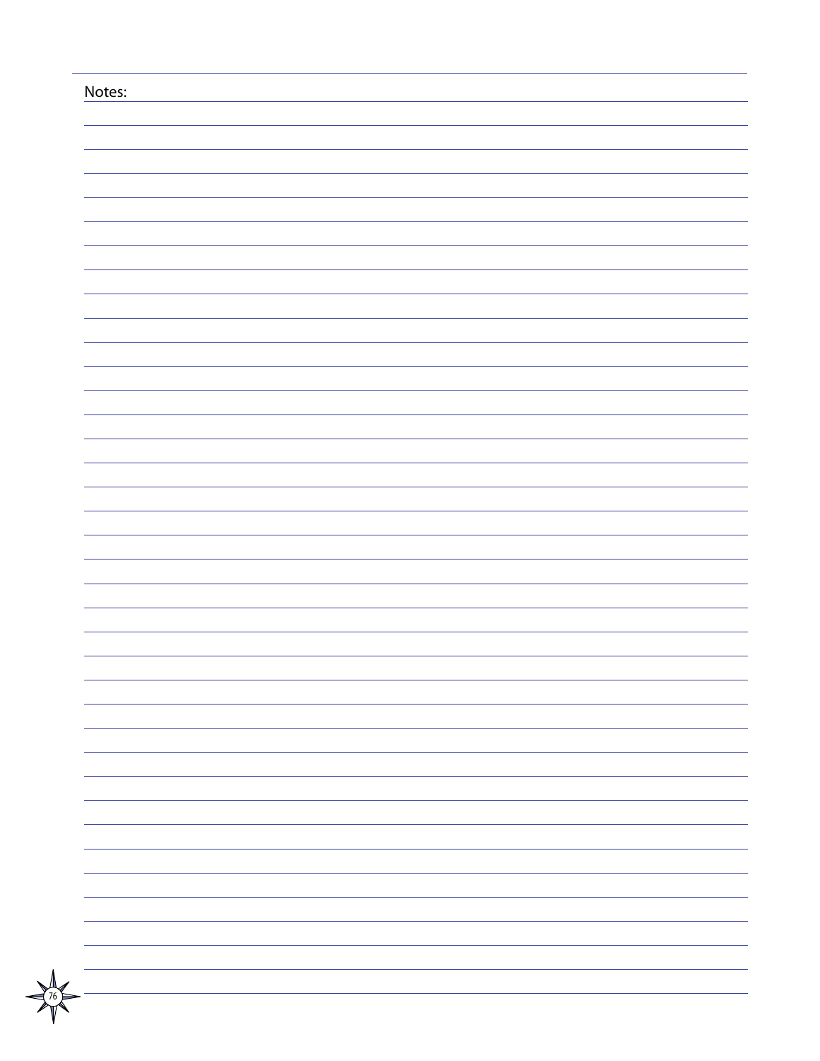Notes: